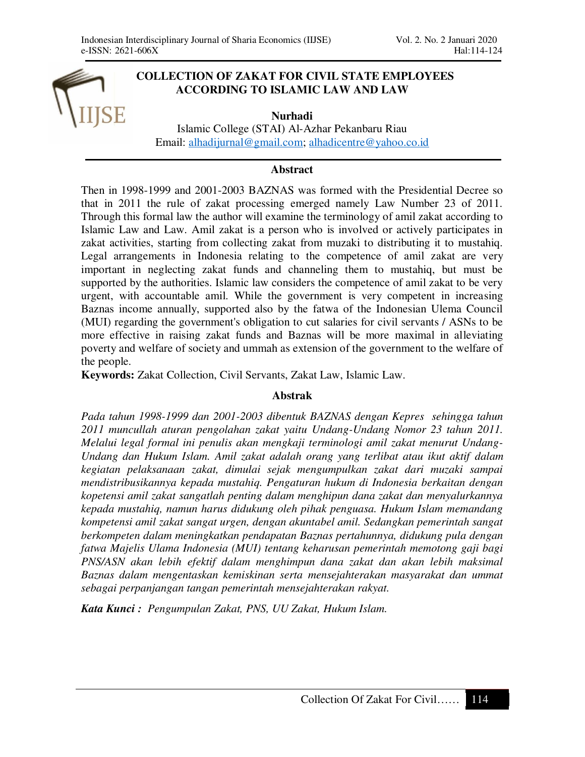# COLLECTION OF ZAKAT FOR CIVIL STATE EMPLOYEES ACCORDING TO ISLAMIC LAW AND LAW

**Nurhadi**
Islamic College (STAI) Al-Azhar Pekanbaru Riau
Email: alhadijurnal@gmail.com; alhadicentre@yahoo.co.id

## Abstract

Then in 1998-1999 and 2001-2003 BAZNAS was formed with the Presidential Decree so that in 2011 the rule of zakat processing emerged namely Law Number 23 of 2011. Through this formal law the author will examine the terminology of amil zakat according to Islamic Law and Law. Amil zakat is a person who is involved or actively participates in zakat activities, starting from collecting zakat from muzaki to distributing it to mustahiq. Legal arrangements in Indonesia relating to the competence of amil zakat are very important in neglecting zakat funds and channeling them to mustahiq, but must be supported by the authorities. Islamic law considers the competence of amil zakat to be very urgent, with accountable amil. While the government is very competent in increasing Baznas income annually, supported also by the fatwa of the Indonesian Ulema Council (MUI) regarding the government's obligation to cut salaries for civil servants / ASNs to be more effective in raising zakat funds and Baznas will be more maximal in alleviating poverty and welfare of society and ummah as extension of the government to the welfare of the people.

**Keywords:** Zakat Collection, Civil Servants, Zakat Law, Islamic Law.

## Abstrak

*Pada tahun 1998-1999 dan 2001-2003 dibentuk BAZNAS dengan Kepres sehingga tahun 2011 muncullah aturan pengolahan zakat yaitu Undang-Undang Nomor 23 tahun 2011. Melalui legal formal ini penulis akan mengkaji terminologi amil zakat menurut Undang-Undang dan Hukum Islam. Amil zakat adalah orang yang terlibat atau ikut aktif dalam kegiatan pelaksanaan zakat, dimulai sejak mengumpulkan zakat dari muzaki sampai mendistribusikannya kepada mustahiq. Pengaturan hukum di Indonesia berkaitan dengan kopetensi amil zakat sangatlah penting dalam menghipun dana zakat dan menyalurkannya kepada mustahiq, namun harus didukung oleh pihak penguasa. Hukum Islam memandang kompetensi amil zakat sangat urgen, dengan akuntabel amil. Sedangkan pemerintah sangat berkompeten dalam meningkatkan pendapatan Baznas pertahunnya, didukung pula dengan fatwa Majelis Ulama Indonesia (MUI) tentang keharusan pemerintah memotong gaji bagi PNS/ASN akan lebih efektif dalam menghimpun dana zakat dan akan lebih maksimal Baznas dalam mengentaskan kemiskinan serta mensejahterakan masyarakat dan ummat sebagai perpanjangan tangan pemerintah mensejahterakan rakyat.*

***Kata Kunci :*** *Pengumpulan Zakat, PNS, UU Zakat, Hukum Islam.*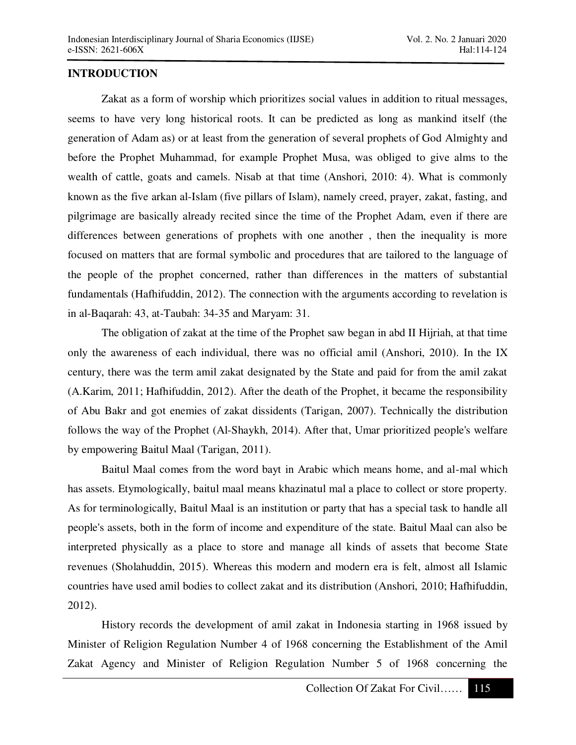## INTRODUCTION

Zakat as a form of worship which prioritizes social values in addition to ritual messages, seems to have very long historical roots. It can be predicted as long as mankind itself (the generation of Adam as) or at least from the generation of several prophets of God Almighty and before the Prophet Muhammad, for example Prophet Musa, was obliged to give alms to the wealth of cattle, goats and camels. Nisab at that time (Anshori, 2010: 4). What is commonly known as the five arkan al-Islam (five pillars of Islam), namely creed, prayer, zakat, fasting, and pilgrimage are basically already recited since the time of the Prophet Adam, even if there are differences between generations of prophets with one another , then the inequality is more focused on matters that are formal symbolic and procedures that are tailored to the language of the people of the prophet concerned, rather than differences in the matters of substantial fundamentals (Hafhifuddin, 2012). The connection with the arguments according to revelation is in al-Baqarah: 43, at-Taubah: 34-35 and Maryam: 31.

The obligation of zakat at the time of the Prophet saw began in abd II Hijriah, at that time only the awareness of each individual, there was no official amil (Anshori, 2010). In the IX century, there was the term amil zakat designated by the State and paid for from the amil zakat (A.Karim, 2011; Hafhifuddin, 2012). After the death of the Prophet, it became the responsibility of Abu Bakr and got enemies of zakat dissidents (Tarigan, 2007). Technically the distribution follows the way of the Prophet (Al-Shaykh, 2014). After that, Umar prioritized people's welfare by empowering Baitul Maal (Tarigan, 2011).

Baitul Maal comes from the word bayt in Arabic which means home, and al-mal which has assets. Etymologically, baitul maal means khazinatul mal a place to collect or store property. As for terminologically, Baitul Maal is an institution or party that has a special task to handle all people's assets, both in the form of income and expenditure of the state. Baitul Maal can also be interpreted physically as a place to store and manage all kinds of assets that become State revenues (Sholahuddin, 2015). Whereas this modern and modern era is felt, almost all Islamic countries have used amil bodies to collect zakat and its distribution (Anshori, 2010; Hafhifuddin, 2012).

History records the development of amil zakat in Indonesia starting in 1968 issued by Minister of Religion Regulation Number 4 of 1968 concerning the Establishment of the Amil Zakat Agency and Minister of Religion Regulation Number 5 of 1968 concerning the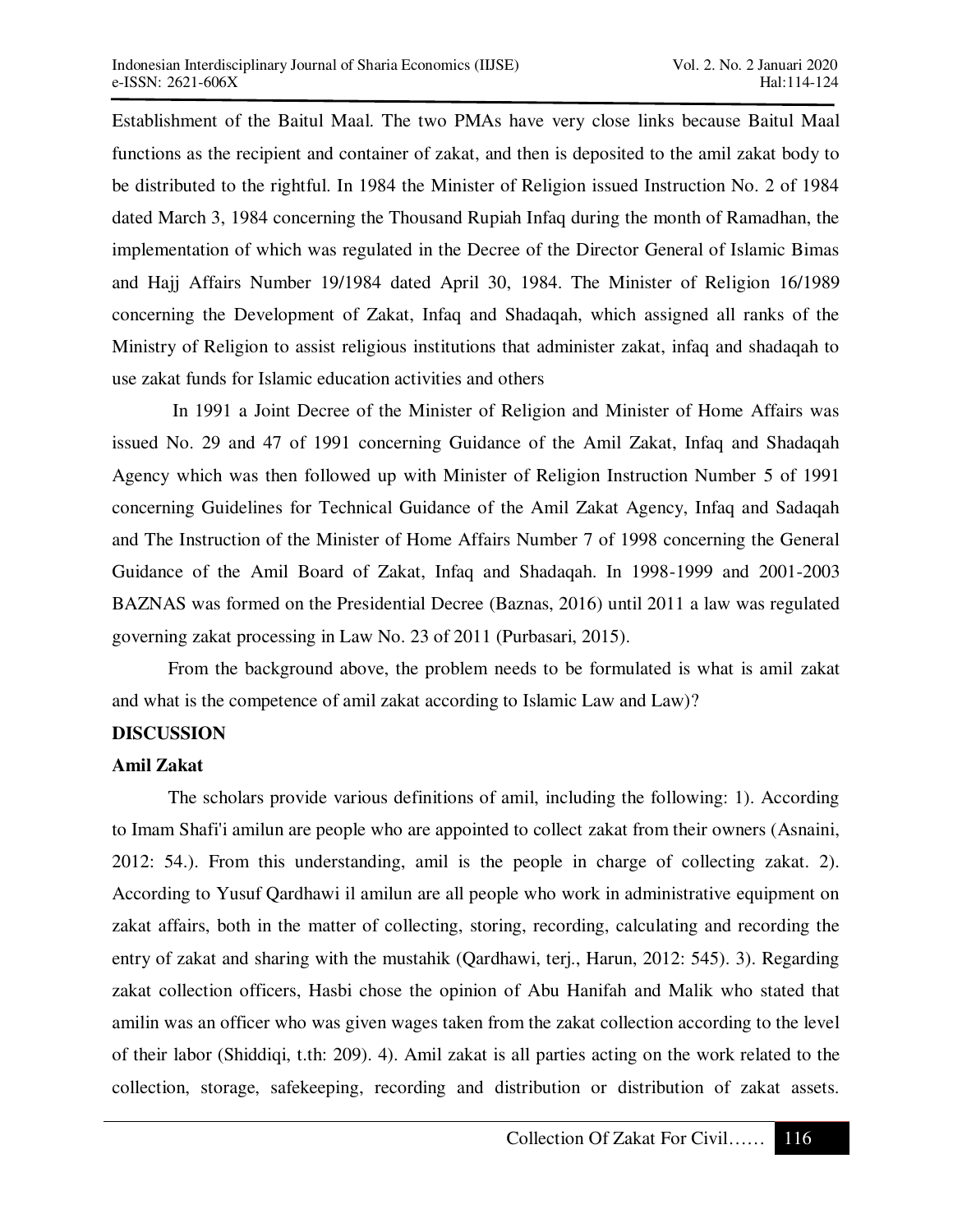Establishment of the Baitul Maal. The two PMAs have very close links because Baitul Maal functions as the recipient and container of zakat, and then is deposited to the amil zakat body to be distributed to the rightful. In 1984 the Minister of Religion issued Instruction No. 2 of 1984 dated March 3, 1984 concerning the Thousand Rupiah Infaq during the month of Ramadhan, the implementation of which was regulated in the Decree of the Director General of Islamic Bimas and Hajj Affairs Number 19/1984 dated April 30, 1984. The Minister of Religion 16/1989 concerning the Development of Zakat, Infaq and Shadaqah, which assigned all ranks of the Ministry of Religion to assist religious institutions that administer zakat, infaq and shadaqah to use zakat funds for Islamic education activities and others

In 1991 a Joint Decree of the Minister of Religion and Minister of Home Affairs was issued No. 29 and 47 of 1991 concerning Guidance of the Amil Zakat, Infaq and Shadaqah Agency which was then followed up with Minister of Religion Instruction Number 5 of 1991 concerning Guidelines for Technical Guidance of the Amil Zakat Agency, Infaq and Sadaqah and The Instruction of the Minister of Home Affairs Number 7 of 1998 concerning the General Guidance of the Amil Board of Zakat, Infaq and Shadaqah. In 1998-1999 and 2001-2003 BAZNAS was formed on the Presidential Decree (Baznas, 2016) until 2011 a law was regulated governing zakat processing in Law No. 23 of 2011 (Purbasari, 2015).

From the background above, the problem needs to be formulated is what is amil zakat and what is the competence of amil zakat according to Islamic Law and Law)?

## DISCUSSION

### Amil Zakat

The scholars provide various definitions of amil, including the following: 1). According to Imam Shafi'i amilun are people who are appointed to collect zakat from their owners (Asnaini, 2012: 54.). From this understanding, amil is the people in charge of collecting zakat. 2). According to Yusuf Qardhawi il amilun are all people who work in administrative equipment on zakat affairs, both in the matter of collecting, storing, recording, calculating and recording the entry of zakat and sharing with the mustahik (Qardhawi, terj., Harun, 2012: 545). 3). Regarding zakat collection officers, Hasbi chose the opinion of Abu Hanifah and Malik who stated that amilin was an officer who was given wages taken from the zakat collection according to the level of their labor (Shiddiqi, t.th: 209). 4). Amil zakat is all parties acting on the work related to the collection, storage, safekeeping, recording and distribution or distribution of zakat assets.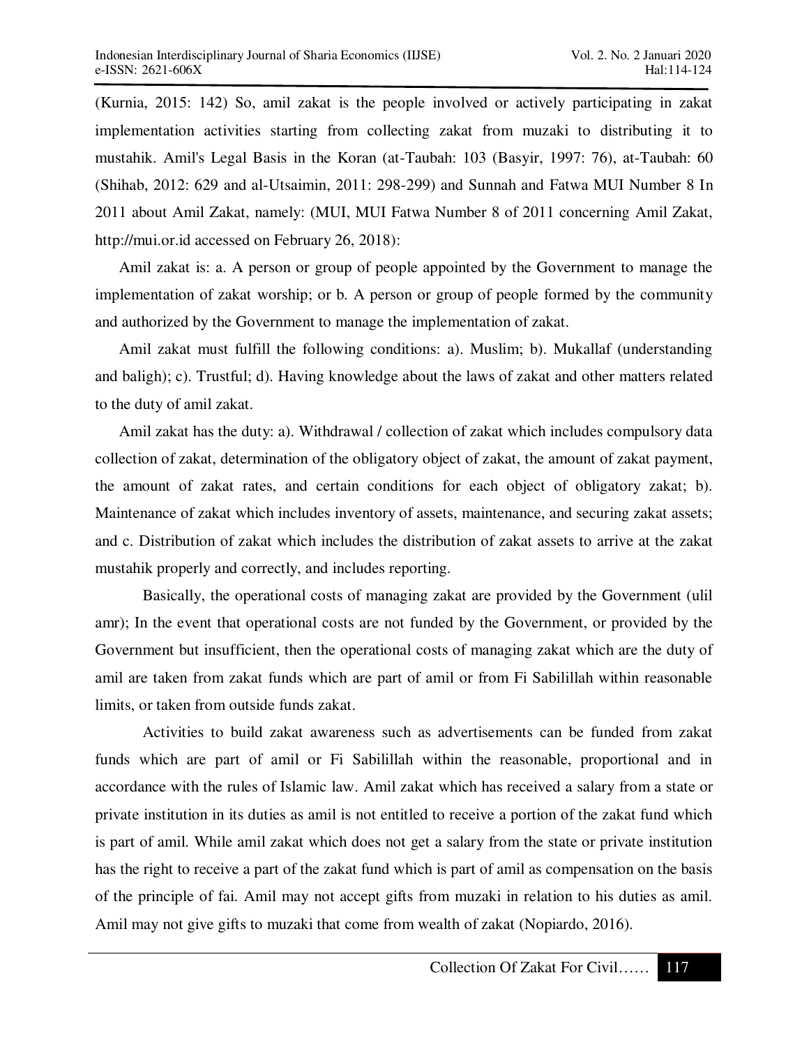(Kurnia, 2015: 142) So, amil zakat is the people involved or actively participating in zakat implementation activities starting from collecting zakat from muzaki to distributing it to mustahik. Amil's Legal Basis in the Koran (at-Taubah: 103 (Basyir, 1997: 76), at-Taubah: 60 (Shihab, 2012: 629 and al-Utsaimin, 2011: 298-299) and Sunnah and Fatwa MUI Number 8 In 2011 about Amil Zakat, namely: (MUI, MUI Fatwa Number 8 of 2011 concerning Amil Zakat, http://mui.or.id accessed on February 26, 2018):

Amil zakat is: a. A person or group of people appointed by the Government to manage the implementation of zakat worship; or b. A person or group of people formed by the community and authorized by the Government to manage the implementation of zakat.

Amil zakat must fulfill the following conditions: a). Muslim; b). Mukallaf (understanding and baligh); c). Trustful; d). Having knowledge about the laws of zakat and other matters related to the duty of amil zakat.

Amil zakat has the duty: a). Withdrawal / collection of zakat which includes compulsory data collection of zakat, determination of the obligatory object of zakat, the amount of zakat payment, the amount of zakat rates, and certain conditions for each object of obligatory zakat; b). Maintenance of zakat which includes inventory of assets, maintenance, and securing zakat assets; and c. Distribution of zakat which includes the distribution of zakat assets to arrive at the zakat mustahik properly and correctly, and includes reporting.

Basically, the operational costs of managing zakat are provided by the Government (ulil amr); In the event that operational costs are not funded by the Government, or provided by the Government but insufficient, then the operational costs of managing zakat which are the duty of amil are taken from zakat funds which are part of amil or from Fi Sabilillah within reasonable limits, or taken from outside funds zakat.

Activities to build zakat awareness such as advertisements can be funded from zakat funds which are part of amil or Fi Sabilillah within the reasonable, proportional and in accordance with the rules of Islamic law. Amil zakat which has received a salary from a state or private institution in its duties as amil is not entitled to receive a portion of the zakat fund which is part of amil. While amil zakat which does not get a salary from the state or private institution has the right to receive a part of the zakat fund which is part of amil as compensation on the basis of the principle of fai. Amil may not accept gifts from muzaki in relation to his duties as amil. Amil may not give gifts to muzaki that come from wealth of zakat (Nopiardo, 2016).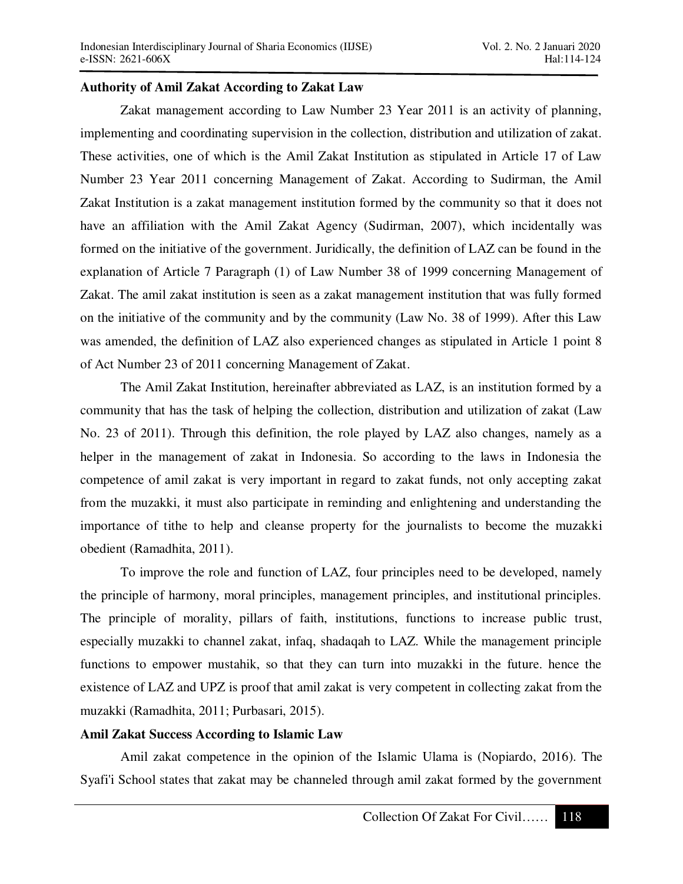**Authority of Amil Zakat According to Zakat Law**

Zakat management according to Law Number 23 Year 2011 is an activity of planning, implementing and coordinating supervision in the collection, distribution and utilization of zakat. These activities, one of which is the Amil Zakat Institution as stipulated in Article 17 of Law Number 23 Year 2011 concerning Management of Zakat. According to Sudirman, the Amil Zakat Institution is a zakat management institution formed by the community so that it does not have an affiliation with the Amil Zakat Agency (Sudirman, 2007), which incidentally was formed on the initiative of the government. Juridically, the definition of LAZ can be found in the explanation of Article 7 Paragraph (1) of Law Number 38 of 1999 concerning Management of Zakat. The amil zakat institution is seen as a zakat management institution that was fully formed on the initiative of the community and by the community (Law No. 38 of 1999). After this Law was amended, the definition of LAZ also experienced changes as stipulated in Article 1 point 8 of Act Number 23 of 2011 concerning Management of Zakat.

The Amil Zakat Institution, hereinafter abbreviated as LAZ, is an institution formed by a community that has the task of helping the collection, distribution and utilization of zakat (Law No. 23 of 2011). Through this definition, the role played by LAZ also changes, namely as a helper in the management of zakat in Indonesia. So according to the laws in Indonesia the competence of amil zakat is very important in regard to zakat funds, not only accepting zakat from the muzakki, it must also participate in reminding and enlightening and understanding the importance of tithe to help and cleanse property for the journalists to become the muzakki obedient (Ramadhita, 2011).

To improve the role and function of LAZ, four principles need to be developed, namely the principle of harmony, moral principles, management principles, and institutional principles. The principle of morality, pillars of faith, institutions, functions to increase public trust, especially muzakki to channel zakat, infaq, shadaqah to LAZ. While the management principle functions to empower mustahik, so that they can turn into muzakki in the future. hence the existence of LAZ and UPZ is proof that amil zakat is very competent in collecting zakat from the muzakki (Ramadhita, 2011; Purbasari, 2015).

**Amil Zakat Success According to Islamic Law**

Amil zakat competence in the opinion of the Islamic Ulama is (Nopiardo, 2016). The Syafi'i School states that zakat may be channeled through amil zakat formed by the government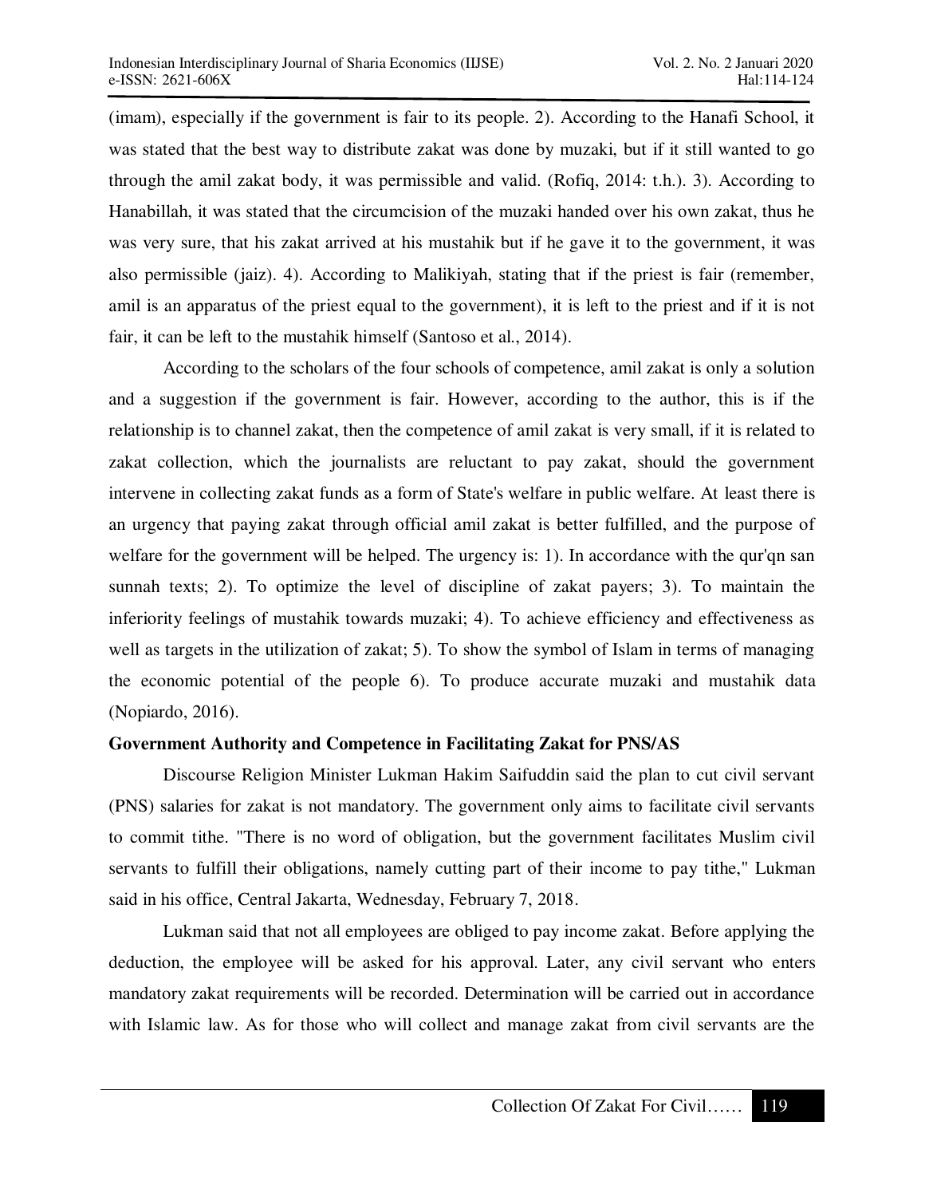(imam), especially if the government is fair to its people. 2). According to the Hanafi School, it was stated that the best way to distribute zakat was done by muzaki, but if it still wanted to go through the amil zakat body, it was permissible and valid. (Rofiq, 2014: t.h.). 3). According to Hanabillah, it was stated that the circumcision of the muzaki handed over his own zakat, thus he was very sure, that his zakat arrived at his mustahik but if he gave it to the government, it was also permissible (jaiz). 4). According to Malikiyah, stating that if the priest is fair (remember, amil is an apparatus of the priest equal to the government), it is left to the priest and if it is not fair, it can be left to the mustahik himself (Santoso et al., 2014).

According to the scholars of the four schools of competence, amil zakat is only a solution and a suggestion if the government is fair. However, according to the author, this is if the relationship is to channel zakat, then the competence of amil zakat is very small, if it is related to zakat collection, which the journalists are reluctant to pay zakat, should the government intervene in collecting zakat funds as a form of State's welfare in public welfare. At least there is an urgency that paying zakat through official amil zakat is better fulfilled, and the purpose of welfare for the government will be helped. The urgency is: 1). In accordance with the qur'qn san sunnah texts; 2). To optimize the level of discipline of zakat payers; 3). To maintain the inferiority feelings of mustahik towards muzaki; 4). To achieve efficiency and effectiveness as well as targets in the utilization of zakat; 5). To show the symbol of Islam in terms of managing the economic potential of the people 6). To produce accurate muzaki and mustahik data (Nopiardo, 2016).

**Government Authority and Competence in Facilitating Zakat for PNS/AS**

Discourse Religion Minister Lukman Hakim Saifuddin said the plan to cut civil servant (PNS) salaries for zakat is not mandatory. The government only aims to facilitate civil servants to commit tithe. "There is no word of obligation, but the government facilitates Muslim civil servants to fulfill their obligations, namely cutting part of their income to pay tithe," Lukman said in his office, Central Jakarta, Wednesday, February 7, 2018.

Lukman said that not all employees are obliged to pay income zakat. Before applying the deduction, the employee will be asked for his approval. Later, any civil servant who enters mandatory zakat requirements will be recorded. Determination will be carried out in accordance with Islamic law. As for those who will collect and manage zakat from civil servants are the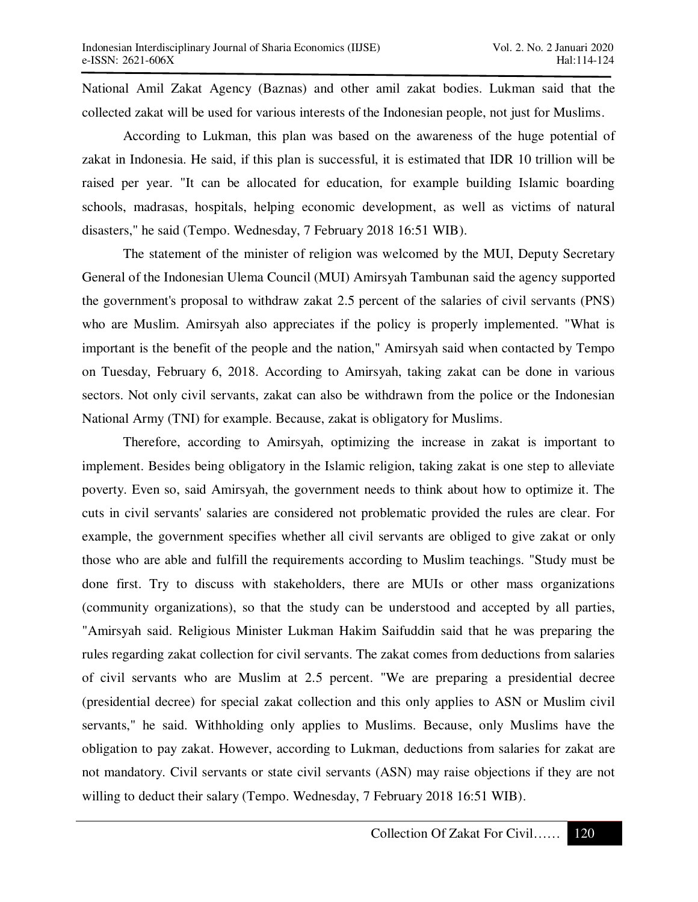National Amil Zakat Agency (Baznas) and other amil zakat bodies. Lukman said that the collected zakat will be used for various interests of the Indonesian people, not just for Muslims.

According to Lukman, this plan was based on the awareness of the huge potential of zakat in Indonesia. He said, if this plan is successful, it is estimated that IDR 10 trillion will be raised per year. "It can be allocated for education, for example building Islamic boarding schools, madrasas, hospitals, helping economic development, as well as victims of natural disasters," he said (Tempo. Wednesday, 7 February 2018 16:51 WIB).

The statement of the minister of religion was welcomed by the MUI, Deputy Secretary General of the Indonesian Ulema Council (MUI) Amirsyah Tambunan said the agency supported the government's proposal to withdraw zakat 2.5 percent of the salaries of civil servants (PNS) who are Muslim. Amirsyah also appreciates if the policy is properly implemented. "What is important is the benefit of the people and the nation," Amirsyah said when contacted by Tempo on Tuesday, February 6, 2018. According to Amirsyah, taking zakat can be done in various sectors. Not only civil servants, zakat can also be withdrawn from the police or the Indonesian National Army (TNI) for example. Because, zakat is obligatory for Muslims.

Therefore, according to Amirsyah, optimizing the increase in zakat is important to implement. Besides being obligatory in the Islamic religion, taking zakat is one step to alleviate poverty. Even so, said Amirsyah, the government needs to think about how to optimize it. The cuts in civil servants' salaries are considered not problematic provided the rules are clear. For example, the government specifies whether all civil servants are obliged to give zakat or only those who are able and fulfill the requirements according to Muslim teachings. "Study must be done first. Try to discuss with stakeholders, there are MUIs or other mass organizations (community organizations), so that the study can be understood and accepted by all parties, "Amirsyah said. Religious Minister Lukman Hakim Saifuddin said that he was preparing the rules regarding zakat collection for civil servants. The zakat comes from deductions from salaries of civil servants who are Muslim at 2.5 percent. "We are preparing a presidential decree (presidential decree) for special zakat collection and this only applies to ASN or Muslim civil servants," he said. Withholding only applies to Muslims. Because, only Muslims have the obligation to pay zakat. However, according to Lukman, deductions from salaries for zakat are not mandatory. Civil servants or state civil servants (ASN) may raise objections if they are not willing to deduct their salary (Tempo. Wednesday, 7 February 2018 16:51 WIB).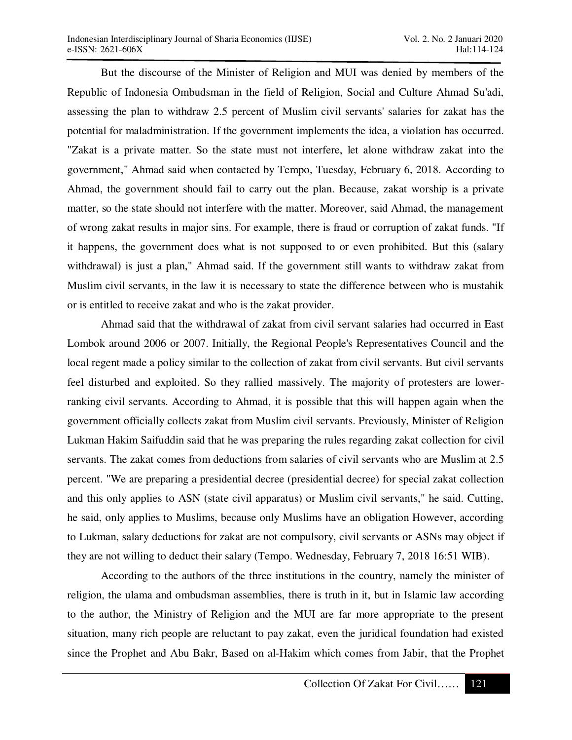But the discourse of the Minister of Religion and MUI was denied by members of the Republic of Indonesia Ombudsman in the field of Religion, Social and Culture Ahmad Su'adi, assessing the plan to withdraw 2.5 percent of Muslim civil servants' salaries for zakat has the potential for maladministration. If the government implements the idea, a violation has occurred. "Zakat is a private matter. So the state must not interfere, let alone withdraw zakat into the government," Ahmad said when contacted by Tempo, Tuesday, February 6, 2018. According to Ahmad, the government should fail to carry out the plan. Because, zakat worship is a private matter, so the state should not interfere with the matter. Moreover, said Ahmad, the management of wrong zakat results in major sins. For example, there is fraud or corruption of zakat funds. "If it happens, the government does what is not supposed to or even prohibited. But this (salary withdrawal) is just a plan," Ahmad said. If the government still wants to withdraw zakat from Muslim civil servants, in the law it is necessary to state the difference between who is mustahik or is entitled to receive zakat and who is the zakat provider.

Ahmad said that the withdrawal of zakat from civil servant salaries had occurred in East Lombok around 2006 or 2007. Initially, the Regional People's Representatives Council and the local regent made a policy similar to the collection of zakat from civil servants. But civil servants feel disturbed and exploited. So they rallied massively. The majority of protesters are lower-ranking civil servants. According to Ahmad, it is possible that this will happen again when the government officially collects zakat from Muslim civil servants. Previously, Minister of Religion Lukman Hakim Saifuddin said that he was preparing the rules regarding zakat collection for civil servants. The zakat comes from deductions from salaries of civil servants who are Muslim at 2.5 percent. "We are preparing a presidential decree (presidential decree) for special zakat collection and this only applies to ASN (state civil apparatus) or Muslim civil servants," he said. Cutting, he said, only applies to Muslims, because only Muslims have an obligation However, according to Lukman, salary deductions for zakat are not compulsory, civil servants or ASNs may object if they are not willing to deduct their salary (Tempo. Wednesday, February 7, 2018 16:51 WIB).

According to the authors of the three institutions in the country, namely the minister of religion, the ulama and ombudsman assemblies, there is truth in it, but in Islamic law according to the author, the Ministry of Religion and the MUI are far more appropriate to the present situation, many rich people are reluctant to pay zakat, even the juridical foundation had existed since the Prophet and Abu Bakr, Based on al-Hakim which comes from Jabir, that the Prophet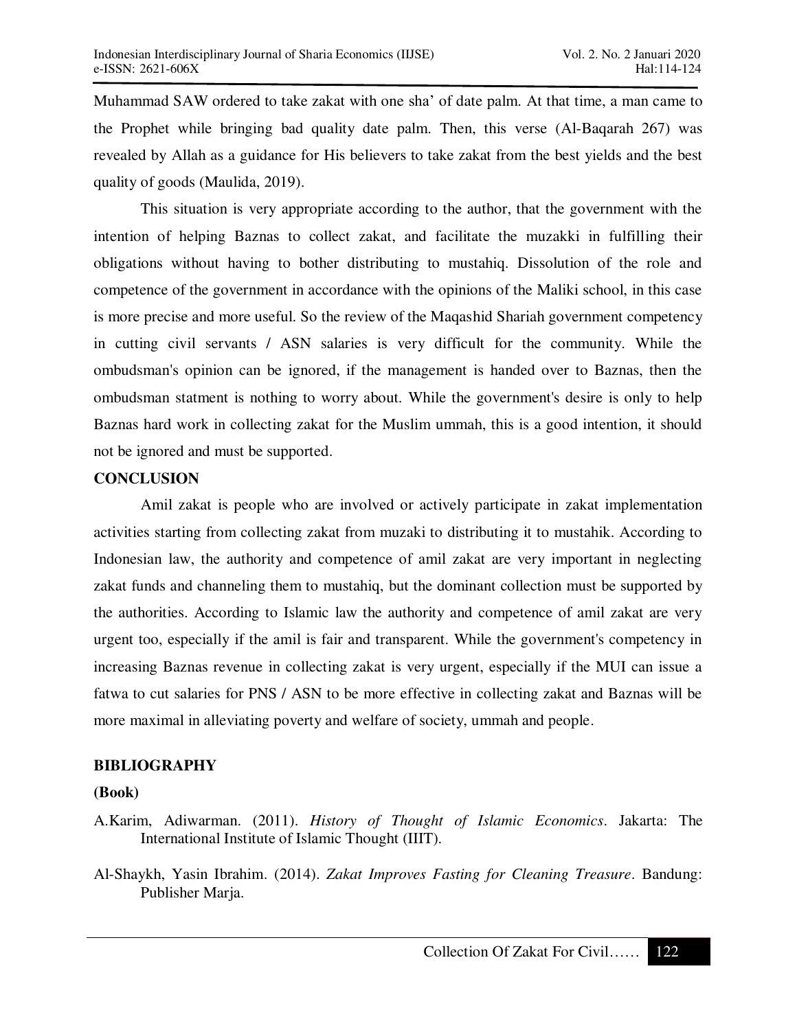Muhammad SAW ordered to take zakat with one sha' of date palm. At that time, a man came to the Prophet while bringing bad quality date palm. Then, this verse (Al-Baqarah 267) was revealed by Allah as a guidance for His believers to take zakat from the best yields and the best quality of goods (Maulida, 2019).

This situation is very appropriate according to the author, that the government with the intention of helping Baznas to collect zakat, and facilitate the muzakki in fulfilling their obligations without having to bother distributing to mustahiq. Dissolution of the role and competence of the government in accordance with the opinions of the Maliki school, in this case is more precise and more useful. So the review of the Maqashid Shariah government competency in cutting civil servants / ASN salaries is very difficult for the community. While the ombudsman's opinion can be ignored, if the management is handed over to Baznas, then the ombudsman statment is nothing to worry about. While the government's desire is only to help Baznas hard work in collecting zakat for the Muslim ummah, this is a good intention, it should not be ignored and must be supported.

## CONCLUSION

Amil zakat is people who are involved or actively participate in zakat implementation activities starting from collecting zakat from muzaki to distributing it to mustahik. According to Indonesian law, the authority and competence of amil zakat are very important in neglecting zakat funds and channeling them to mustahiq, but the dominant collection must be supported by the authorities. According to Islamic law the authority and competence of amil zakat are very urgent too, especially if the amil is fair and transparent. While the government's competency in increasing Baznas revenue in collecting zakat is very urgent, especially if the MUI can issue a fatwa to cut salaries for PNS / ASN to be more effective in collecting zakat and Baznas will be more maximal in alleviating poverty and welfare of society, ummah and people.

## BIBLIOGRAPHY

**(Book)**

A.Karim, Adiwarman. (2011). *History of Thought of Islamic Economics*. Jakarta: The International Institute of Islamic Thought (IIIT).

Al-Shaykh, Yasin Ibrahim. (2014). *Zakat Improves Fasting for Cleaning Treasure*. Bandung: Publisher Marja.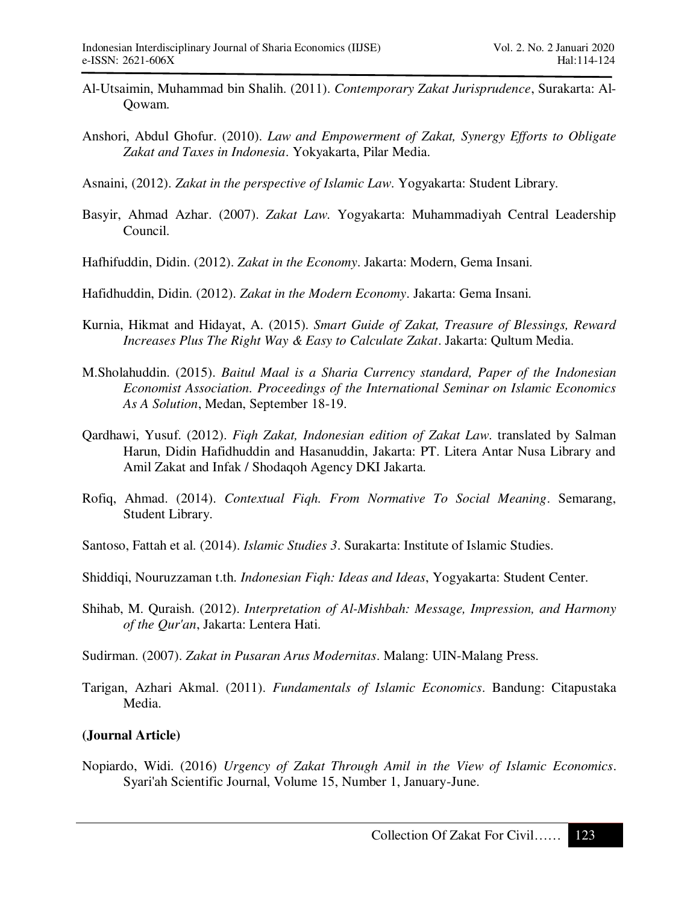Al-Utsaimin, Muhammad bin Shalih. (2011). *Contemporary Zakat Jurisprudence*, Surakarta: Al-Qowam.

Anshori, Abdul Ghofur. (2010). *Law and Empowerment of Zakat, Synergy Efforts to Obligate Zakat and Taxes in Indonesia*. Yokyakarta, Pilar Media.

Asnaini, (2012). *Zakat in the perspective of Islamic Law*. Yogyakarta: Student Library.

Basyir, Ahmad Azhar. (2007). *Zakat Law*. Yogyakarta: Muhammadiyah Central Leadership Council.

Hafhifuddin, Didin. (2012). *Zakat in the Economy*. Jakarta: Modern, Gema Insani.

Hafidhuddin, Didin. (2012). *Zakat in the Modern Economy*. Jakarta: Gema Insani.

Kurnia, Hikmat and Hidayat, A. (2015). *Smart Guide of Zakat, Treasure of Blessings, Reward Increases Plus The Right Way & Easy to Calculate Zakat*. Jakarta: Qultum Media.

M.Sholahuddin. (2015). *Baitul Maal is a Sharia Currency standard, Paper of the Indonesian Economist Association. Proceedings of the International Seminar on Islamic Economics As A Solution*, Medan, September 18-19.

Qardhawi, Yusuf. (2012). *Fiqh Zakat, Indonesian edition of Zakat Law*. translated by Salman Harun, Didin Hafidhuddin and Hasanuddin, Jakarta: PT. Litera Antar Nusa Library and Amil Zakat and Infak / Shodaqoh Agency DKI Jakarta.

Rofiq, Ahmad. (2014). *Contextual Fiqh. From Normative To Social Meaning*. Semarang, Student Library.

Santoso, Fattah et al. (2014). *Islamic Studies 3*. Surakarta: Institute of Islamic Studies.

Shiddiqi, Nouruzzaman t.th. *Indonesian Fiqh: Ideas and Ideas*, Yogyakarta: Student Center.

Shihab, M. Quraish. (2012). *Interpretation of Al-Mishbah: Message, Impression, and Harmony of the Qur'an*, Jakarta: Lentera Hati.

Sudirman. (2007). *Zakat in Pusaran Arus Modernitas*. Malang: UIN-Malang Press.

Tarigan, Azhari Akmal. (2011). *Fundamentals of Islamic Economics*. Bandung: Citapustaka Media.

**(Journal Article)**

Nopiardo, Widi. (2016) *Urgency of Zakat Through Amil in the View of Islamic Economics*. Syari'ah Scientific Journal, Volume 15, Number 1, January-June.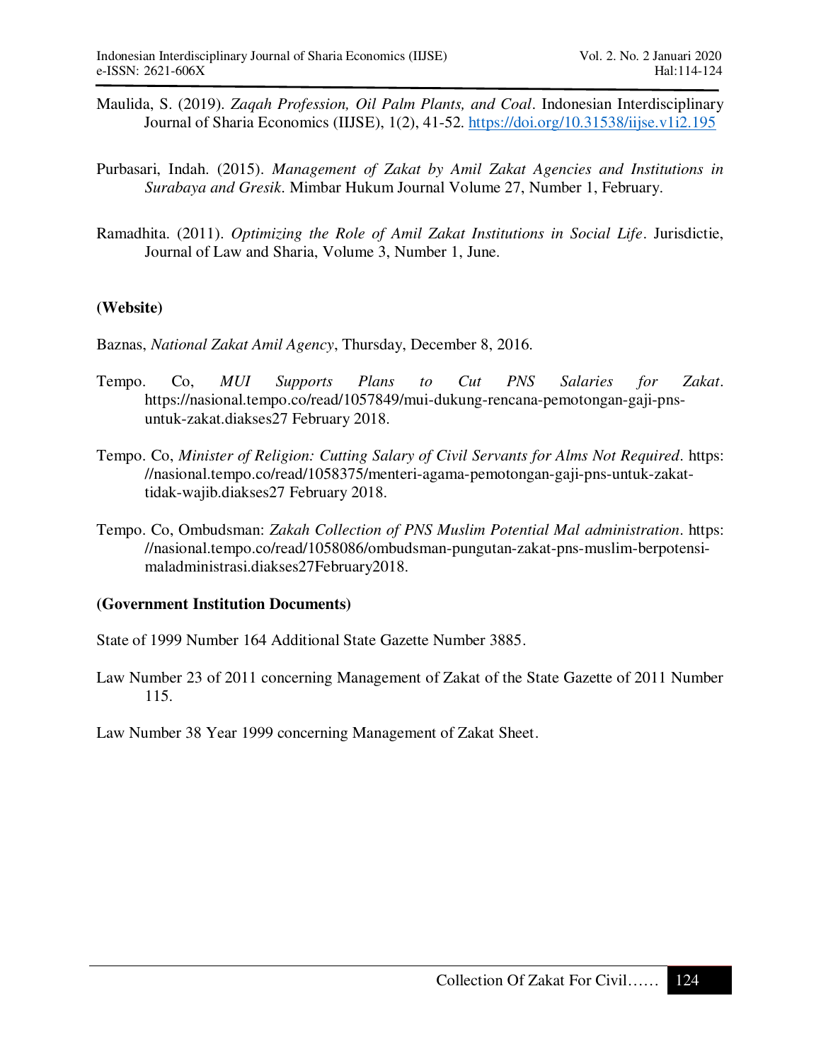Maulida, S. (2019). *Zaqah Profession, Oil Palm Plants, and Coal*. Indonesian Interdisciplinary Journal of Sharia Economics (IIJSE), 1(2), 41-52. https://doi.org/10.31538/iijse.v1i2.195

Purbasari, Indah. (2015). *Management of Zakat by Amil Zakat Agencies and Institutions in Surabaya and Gresik*. Mimbar Hukum Journal Volume 27, Number 1, February.

Ramadhita. (2011). *Optimizing the Role of Amil Zakat Institutions in Social Life*. Jurisdictie, Journal of Law and Sharia, Volume 3, Number 1, June.

**(Website)**

Baznas, *National Zakat Amil Agency*, Thursday, December 8, 2016.

Tempo. Co, *MUI Supports Plans to Cut PNS Salaries for Zakat*. https://nasional.tempo.co/read/1057849/mui-dukung-rencana-pemotongan-gaji-pns-untuk-zakat.diakses27 February 2018.

Tempo. Co, *Minister of Religion: Cutting Salary of Civil Servants for Alms Not Required*. https: //nasional.tempo.co/read/1058375/menteri-agama-pemotongan-gaji-pns-untuk-zakat-tidak-wajib.diakses27 February 2018.

Tempo. Co, Ombudsman: *Zakah Collection of PNS Muslim Potential Mal administration*. https: //nasional.tempo.co/read/1058086/ombudsman-pungutan-zakat-pns-muslim-berpotensi-maladministrasi.diakses27February2018.

**(Government Institution Documents)**

State of 1999 Number 164 Additional State Gazette Number 3885.

Law Number 23 of 2011 concerning Management of Zakat of the State Gazette of 2011 Number 115.

Law Number 38 Year 1999 concerning Management of Zakat Sheet.